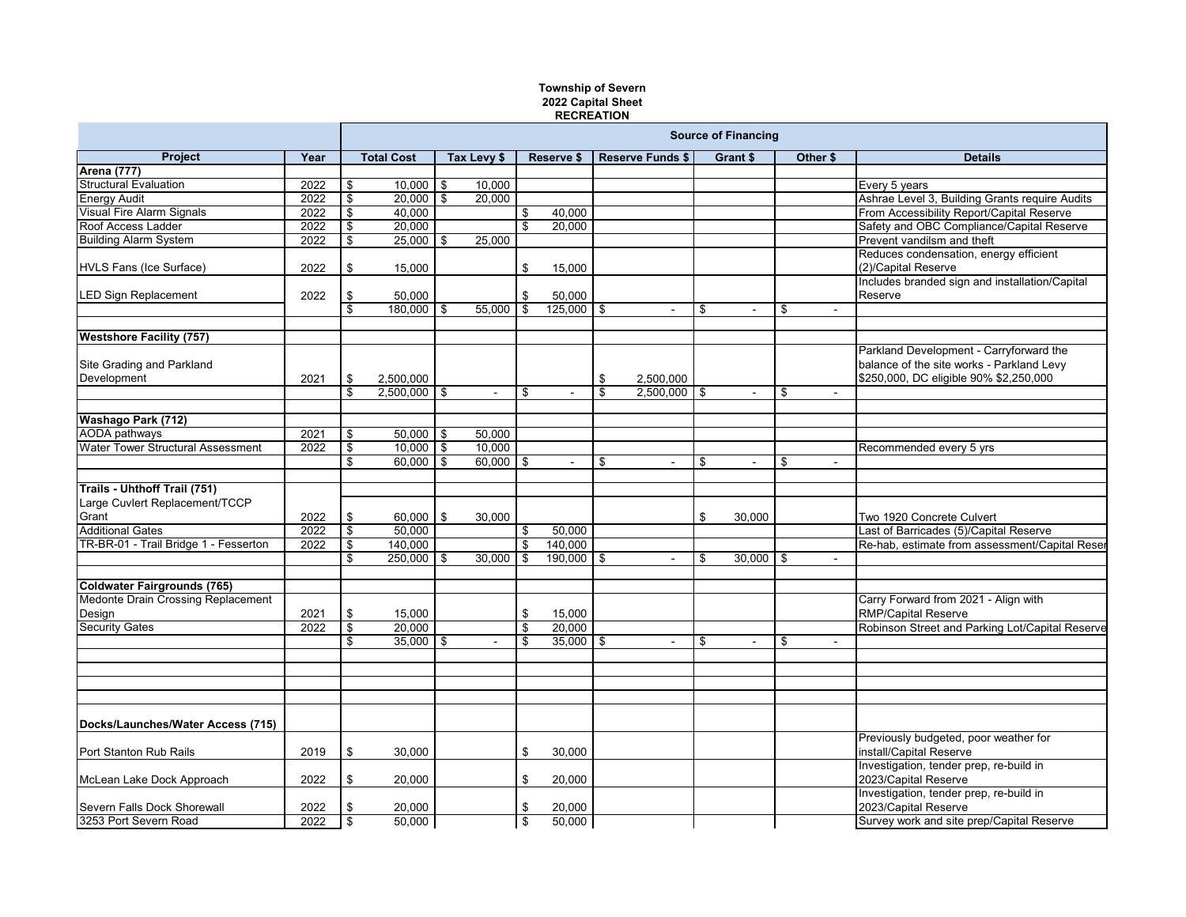**Township of Severn**
**2022 Capital Sheet**
**RECREATION**

| | | Source of Financing | | | | | | |
|---|---|---|---|---|---|---|---|---|
| **Project** | **Year** | **Total Cost** | **Tax Levy $** | **Reserve $** | **Reserve Funds $** | **Grant $** | **Other $** | **Details** |
| **Arena (777)** | | | | | | | | |
| Structural Evaluation | 2022 | $ 10,000 | $ 10,000 | | | | | Every 5 years |
| Energy Audit | 2022 | $ 20,000 | $ 20,000 | | | | | Ashrae Level 3, Building Grants require Audits |
| Visual Fire Alarm Signals | 2022 | $ 40,000 | | $ 40,000 | | | | From Accessibility Report/Capital Reserve |
| Roof Access Ladder | 2022 | $ 20,000 | | $ 20,000 | | | | Safety and OBC Compliance/Capital Reserve |
| Building Alarm System | 2022 | $ 25,000 | $ 25,000 | | | | | Prevent vandilsm and theft |
| HVLS Fans (Ice Surface) | 2022 | $ 15,000 | | $ 15,000 | | | | Reduces condensation, energy efficient (2)/Capital Reserve |
| LED Sign Replacement | 2022 | $ 50,000 | | $ 50,000 | | | | Includes branded sign and installation/Capital Reserve |
| | | $ 180,000 | $ 55,000 | $ 125,000 | $ - | $ - | $ - | |
| **Westshore Facility (757)** | | | | | | | | |
| Site Grading and Parkland Development | 2021 | $ 2,500,000 | | | $ 2,500,000 | | | Parkland Development - Carryforward the balance of the site works - Parkland Levy $250,000, DC eligible 90% $2,250,000 |
| | | $ 2,500,000 | $ - | $ - | $ 2,500,000 | $ - | $ - | |
| **Washago Park (712)** | | | | | | | | |
| AODA pathways | 2021 | $ 50,000 | $ 50,000 | | | | | |
| Water Tower Structural Assessment | 2022 | $ 10,000 | $ 10,000 | | | | | Recommended every 5 yrs |
| | | $ 60,000 | $ 60,000 | $ - | $ - | $ - | $ - | |
| **Trails - Uhthoff Trail (751)** | | | | | | | | |
| Large Cuvlert Replacement/TCCP Grant | 2022 | $ 60,000 | $ 30,000 | | | $ 30,000 | | Two 1920 Concrete Culvert |
| Additional Gates | 2022 | $ 50,000 | | $ 50,000 | | | | Last of Barricades (5)/Capital Reserve |
| TR-BR-01 - Trail Bridge 1 - Fesserton | 2022 | $ 140,000 | | $ 140,000 | | | | Re-hab, estimate from assessment/Capital Reser |
| | | $ 250,000 | $ 30,000 | $ 190,000 | $ - | $ 30,000 | $ - | |
| **Coldwater Fairgrounds (765)** | | | | | | | | |
| Medonte Drain Crossing Replacement Design | 2021 | $ 15,000 | | $ 15,000 | | | | Carry Forward from 2021 - Align with RMP/Capital Reserve |
| Security Gates | 2022 | $ 20,000 | | $ 20,000 | | | | Robinson Street and Parking Lot/Capital Reserve |
| | | $ 35,000 | $ - | $ 35,000 | $ - | $ - | $ - | |
| **Docks/Launches/Water Access (715)** | | | | | | | | |
| Port Stanton Rub Rails | 2019 | $ 30,000 | | $ 30,000 | | | | Previously budgeted, poor weather for install/Capital Reserve |
| McLean Lake Dock Approach | 2022 | $ 20,000 | | $ 20,000 | | | | Investigation, tender prep, re-build in 2023/Capital Reserve |
| Severn Falls Dock Shorewall | 2022 | $ 20,000 | | $ 20,000 | | | | Investigation, tender prep, re-build in 2023/Capital Reserve |
| 3253 Port Severn Road | 2022 | $ 50,000 | | $ 50,000 | | | | Survey work and site prep/Capital Reserve |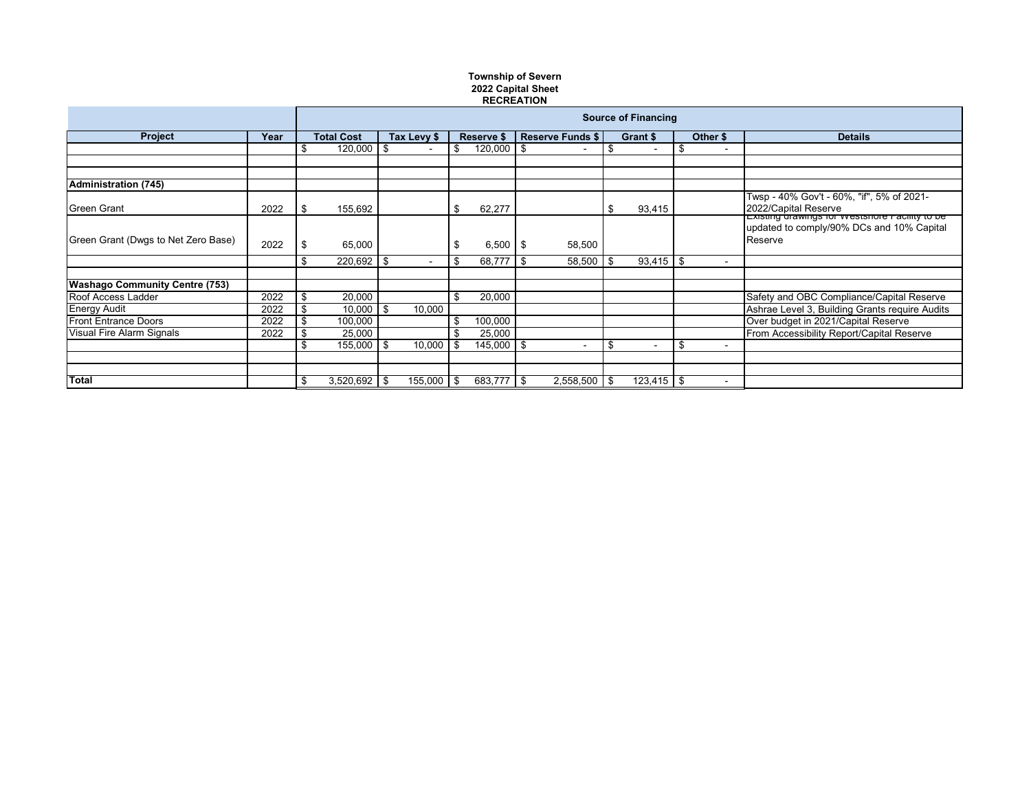**Township of Severn**
**2022 Capital Sheet**
**RECREATION**

| | | Source of Financing | | | | | | |
|---|---|---|---|---|---|---|---|---|
| **Project** | **Year** | **Total Cost** | **Tax Levy $** | **Reserve $** | **Reserve Funds $** | **Grant $** | **Other $** | **Details** |
| | | $ 120,000 | $ - | $ 120,000 | $ - | $ - | $ - | |
| | | | | | | | | |
| | | | | | | | | |
| **Administration (745)** | | | | | | | | |
| Green Grant | 2022 | $ 155,692 | | $ 62,277 | | $ 93,415 | | Twsp - 40% Gov't - 60%, "if", 5% of 2021-2022/Capital Reserve |
| Green Grant (Dwgs to Net Zero Base) | 2022 | $ 65,000 | | $ 6,500 | $ 58,500 | | | Existing drawings for Westshore Facility to be updated to comply/90% DCs and 10% Capital Reserve |
| | | $ 220,692 | $ - | $ 68,777 | $ 58,500 | $ 93,415 | $ - | |
| | | | | | | | | |
| **Washago Community Centre (753)** | | | | | | | | |
| Roof Access Ladder | 2022 | $ 20,000 | | $ 20,000 | | | | Safety and OBC Compliance/Capital Reserve |
| Energy Audit | 2022 | $ 10,000 | $ 10,000 | | | | | Ashrae Level 3, Building Grants require Audits |
| Front Entrance Doors | 2022 | $ 100,000 | | $ 100,000 | | | | Over budget in 2021/Capital Reserve |
| Visual Fire Alarm Signals | 2022 | $ 25,000 | | $ 25,000 | | | | From Accessibility Report/Capital Reserve |
| | | $ 155,000 | $ 10,000 | $ 145,000 | $ - | $ - | $ - | |
| | | | | | | | | |
| | | | | | | | | |
| **Total** | | $ 3,520,692 | $ 155,000 | $ 683,777 | $ 2,558,500 | $ 123,415 | $ - | |